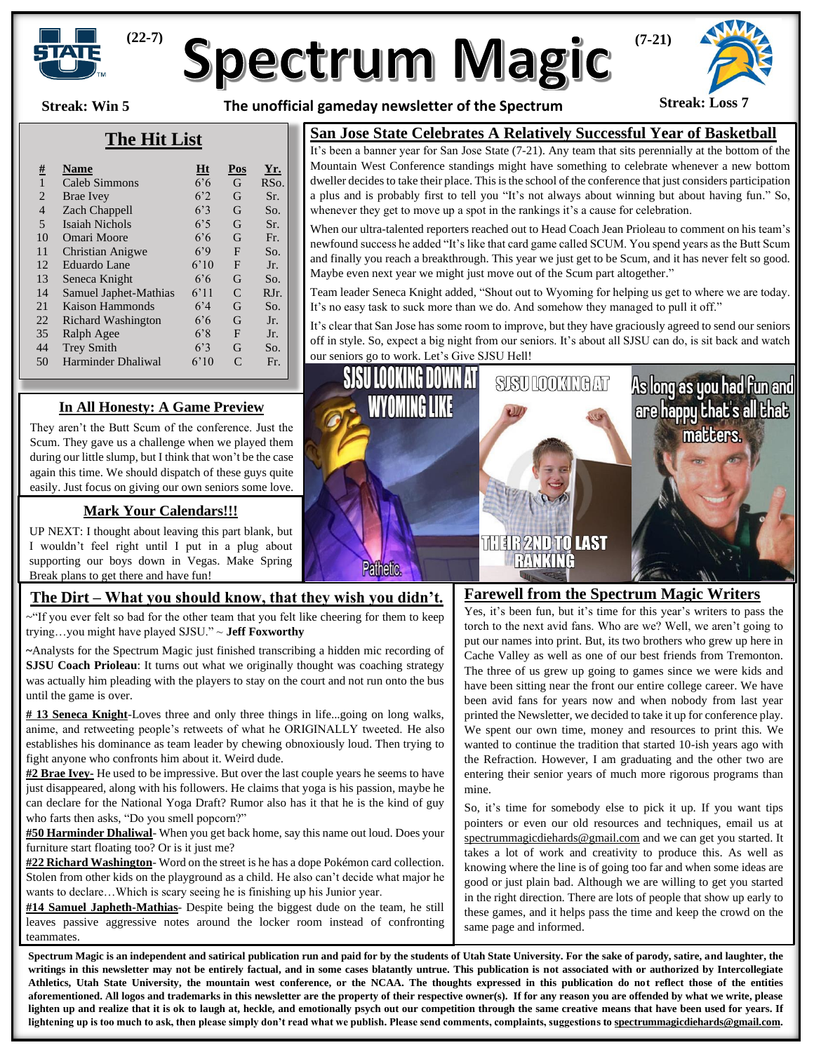# Spectrum Magic

(22-7) (7-21)

**Streak: Win 5** | The unofficial gameday newsletter of the Spectrum | **Streak: Loss 7**

## The Hit List

| # | Name | Ht | Pos | Yr. |
|---|---|---|---|---|
| 1 | Caleb Simmons | 6'6 | G | RSo. |
| 2 | Brae Ivey | 6'2 | G | Sr. |
| 4 | Zach Chappell | 6'3 | G | So. |
| 5 | Isaiah Nichols | 6'5 | G | Sr. |
| 10 | Omari Moore | 6'6 | G | Fr. |
| 11 | Christian Anigwe | 6'9 | F | So. |
| 12 | Eduardo Lane | 6'10 | F | Jr. |
| 13 | Seneca Knight | 6'6 | G | So. |
| 14 | Samuel Japhet-Mathias | 6'11 | C | RJr. |
| 21 | Kaison Hammonds | 6'4 | G | So. |
| 22 | Richard Washington | 6'6 | G | Jr. |
| 35 | Ralph Agee | 6'8 | F | Jr. |
| 44 | Trey Smith | 6'3 | G | So. |
| 50 | Harminder Dhaliwal | 6'10 | C | Fr. |

## In All Honesty: A Game Preview

They aren't the Butt Scum of the conference. Just the Scum. They gave us a challenge when we played them during our little slump, but I think that won't be the case again this time. We should dispatch of these guys quite easily. Just focus on giving our own seniors some love.

## Mark Your Calendars!!!

UP NEXT: I thought about leaving this part blank, but I wouldn't feel right until I put in a plug about supporting our boys down in Vegas. Make Spring Break plans to get there and have fun!

## San Jose State Celebrates A Relatively Successful Year of Basketball

It's been a banner year for San Jose State (7-21). Any team that sits perennially at the bottom of the Mountain West Conference standings might have something to celebrate whenever a new bottom dweller decides to take their place. This is the school of the conference that just considers participation a plus and is probably first to tell you "It's not always about winning but about having fun." So, whenever they get to move up a spot in the rankings it's a cause for celebration.

When our ultra-talented reporters reached out to Head Coach Jean Prioleau to comment on his team's newfound success he added "It's like that card game called SCUM. You spend years as the Butt Scum and finally you reach a breakthrough. This year we just get to be Scum, and it has never felt so good. Maybe even next year we might just move out of the Scum part altogether."

Team leader Seneca Knight added, "Shout out to Wyoming for helping us get to where we are today. It's no easy task to suck more than we do. And somehow they managed to pull it off."

It's clear that San Jose has some room to improve, but they have graciously agreed to send our seniors off in style. So, expect a big night from our seniors. It's about all SJSU can do, is sit back and watch our seniors go to work. Let's Give SJSU Hell!

## The Dirt – What you should know, that they wish you didn't.

~"If you ever felt so bad for the other team that you felt like cheering for them to keep trying…you might have played SJSU." ~ **Jeff Foxworthy**

~Analysts for the Spectrum Magic just finished transcribing a hidden mic recording of **SJSU Coach Prioleau**: It turns out what we originally thought was coaching strategy was actually him pleading with the players to stay on the court and not run onto the bus until the game is over.

**# 13 Seneca Knight**-Loves three and only three things in life...going on long walks, anime, and retweeting people's retweets of what he ORIGINALLY tweeted. He also establishes his dominance as team leader by chewing obnoxiously loud. Then trying to fight anyone who confronts him about it. Weird dude.

**#2 Brae Ivey**- He used to be impressive. But over the last couple years he seems to have just disappeared, along with his followers. He claims that yoga is his passion, maybe he can declare for the National Yoga Draft? Rumor also has it that he is the kind of guy who farts then asks, "Do you smell popcorn?"

**#50 Harminder Dhaliwal**- When you get back home, say this name out loud. Does your furniture start floating too? Or is it just me?

**#22 Richard Washington**- Word on the street is he has a dope Pokémon card collection. Stolen from other kids on the playground as a child. He also can't decide what major he wants to declare…Which is scary seeing he is finishing up his Junior year.

**#14 Samuel Japheth-Mathias**- Despite being the biggest dude on the team, he still leaves passive aggressive notes around the locker room instead of confronting teammates.

## Farewell from the Spectrum Magic Writers

Yes, it's been fun, but it's time for this year's writers to pass the torch to the next avid fans. Who are we? Well, we aren't going to put our names into print. But, its two brothers who grew up here in Cache Valley as well as one of our best friends from Tremonton. The three of us grew up going to games since we were kids and have been sitting near the front our entire college career. We have been avid fans for years now and when nobody from last year printed the Newsletter, we decided to take it up for conference play. We spent our own time, money and resources to print this. We wanted to continue the tradition that started 10-ish years ago with the Refraction. However, I am graduating and the other two are entering their senior years of much more rigorous programs than mine.

So, it's time for somebody else to pick it up. If you want tips pointers or even our old resources and techniques, email us at spectrummagicdiehards@gmail.com and we can get you started. It takes a lot of work and creativity to produce this. As well as knowing where the line is of going too far and when some ideas are good or just plain bad. Although we are willing to get you started in the right direction. There are lots of people that show up early to these games, and it helps pass the time and keep the crowd on the same page and informed.

**Spectrum Magic is an independent and satirical publication run and paid for by the students of Utah State University. For the sake of parody, satire, and laughter, the writings in this newsletter may not be entirely factual, and in some cases blatantly untrue. This publication is not associated with or authorized by Intercollegiate Athletics, Utah State University, the mountain west conference, or the NCAA. The thoughts expressed in this publication do not reflect those of the entities aforementioned. All logos and trademarks in this newsletter are the property of their respective owner(s). If for any reason you are offended by what we write, please lighten up and realize that it is ok to laugh at, heckle, and emotionally psych out our competition through the same creative means that have been used for years. If lightening up is too much to ask, then please simply don't read what we publish. Please send comments, complaints, suggestions to spectrummagicdiehards@gmail.com.**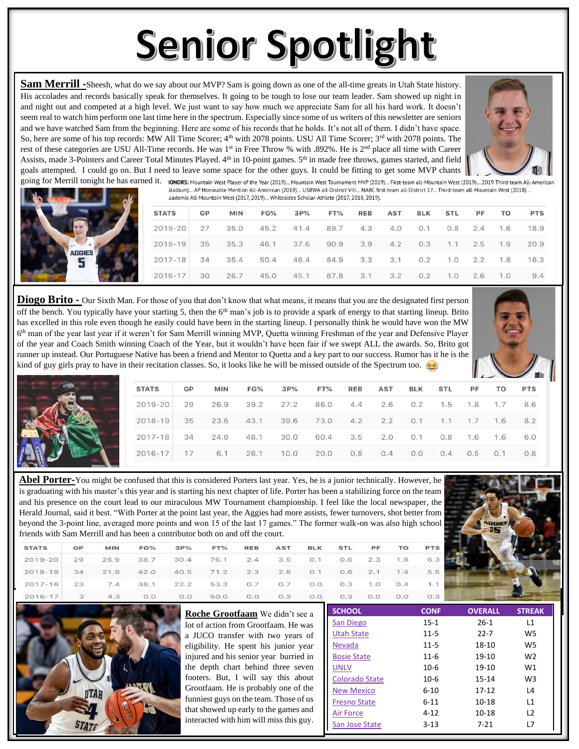# Senior Spotlight

**Sam Merrill** -Sheesh, what do we say about our MVP? Sam is going down as one of the all-time greats in Utah State history. His accolades and records basically speak for themselves. It going to be tough to lose our team leader. Sam showed up night in and night out and competed at a high level. We just want to say how much we appreciate Sam for all his hard work. It doesn't seem real to watch him perform one last time here in the spectrum. Especially since some of us writers of this newsletter are seniors and we have watched Sam from the beginning. Here are some of his records that he holds. It's not all of them. I didn't have space. So, here are some of his top records: MW All Time Scorer; 4th with 2078 points. USU All Time Scorer; 3rd with 2078 points. The rest of these categories are USU All-Time records. He was 1st in Free Throw % with .892%. He is 2nd place all time with Career Assists, made 3-Pointers and Career Total Minutes Played. 4th in 10-point games. 5th in made free throws, games started, and field goals attempted. I could go on. But I need to leave some space for the other guys. It could be fitting to get some MVP chants going for Merrill tonight he has earned it.

**HONORS:** Mountain West Player of the Year (2019)... Mountain West Tournament MVP (2019)... First-team all-Mountain West (2019)... 2019 Third-team All-American Stadium)... AP Honorable Mention All-American (2019)... USBWA all-District VIII... NABC first-team all-District 17... Third-team all-Mountain West (2018)... Academic All-Mountain West (2017, 2019)... Whitesides Scholar-Athlete (2017, 2018, 2019).

| STATS | GP | MIN | FG% | 3P% | FT% | REB | AST | BLK | STL | PF | TO | PTS |
|---|---|---|---|---|---|---|---|---|---|---|---|---|
| 2019-20 | 27 | 35.0 | 45.2 | 41.4 | 89.7 | 4.3 | 4.0 | 0.1 | 0.8 | 2.4 | 1.6 | 18.9 |
| 2018-19 | 35 | 35.3 | 46.1 | 37.6 | 90.9 | 3.9 | 4.2 | 0.3 | 1.1 | 2.5 | 1.9 | 20.9 |
| 2017-18 | 34 | 35.4 | 50.4 | 46.4 | 84.9 | 3.3 | 3.1 | 0.2 | 1.0 | 2.2 | 1.8 | 16.3 |
| 2016-17 | 30 | 26.7 | 45.0 | 45.1 | 87.8 | 3.1 | 3.2 | 0.2 | 1.0 | 2.6 | 1.0 | 9.4 |

**Diogo Brito -** Our Sixth Man. For those of you that don't know that what means, it means that you are the designated first person off the bench. You typically have your starting 5, then the 6th man's job is to provide a spark of energy to that starting lineup. Brito has excelled in this role even though he easily could have been in the starting lineup. I personally think he would have won the MW 6th man of the year last year if it weren't for Sam Merrill winning MVP, Quetta winning Freshman of the year and Defensive Player of the year and Coach Smith winning Coach of the Year, but it wouldn't have been fair if we swept ALL the awards. So, Brito got runner up instead. Our Portuguese Native has been a friend and Mentor to Quetta and a key part to our success. Rumor has it he is the kind of guy girls pray to have in their recitation classes. So, it looks like he will be missed outside of the Spectrum too. 😂

| STATS | GP | MIN | FG% | 3P% | FT% | REB | AST | BLK | STL | PF | TO | PTS |
|---|---|---|---|---|---|---|---|---|---|---|---|---|
| 2019-20 | 29 | 26.9 | 39.2 | 27.2 | 86.0 | 4.4 | 2.6 | 0.2 | 1.5 | 1.8 | 1.7 | 8.6 |
| 2018-19 | 35 | 23.6 | 43.1 | 39.6 | 73.0 | 4.2 | 2.2 | 0.1 | 1.1 | 1.7 | 1.6 | 8.2 |
| 2017-18 | 34 | 24.6 | 46.1 | 30.0 | 60.4 | 3.5 | 2.0 | 0.1 | 0.8 | 1.6 | 1.6 | 6.0 |
| 2016-17 | 17 | 6.1 | 26.1 | 10.0 | 20.0 | 0.8 | 0.4 | 0.0 | 0.4 | 0.5 | 0.1 | 0.8 |

**Abel Porter-** You might be confused that this is considered Porters last year. Yes, he is a junior technically. However, he is graduating with his master's this year and is starting his next chapter of life. Porter has been a stabilizing force on the team and his presence on the court lead to our miraculous MW Tournament championship. I feel like the local newspaper, the Herald Journal, said it best. "With Porter at the point last year, the Aggies had more assists, fewer turnovers, shot better from beyond the 3-point line, averaged more points and won 15 of the last 17 games." The former walk-on was also high school friends with Sam Merrill and has been a contributor both on and off the court.

| STATS | GP | MIN | FG% | 3P% | FT% | REB | AST | BLK | STL | PF | TO | PTS |
|---|---|---|---|---|---|---|---|---|---|---|---|---|
| 2019-20 | 29 | 26.9 | 38.7 | 30.4 | 76.1 | 2.4 | 3.5 | 0.1 | 0.6 | 2.3 | 1.8 | 6.3 |
| 2018-19 | 34 | 21.9 | 42.0 | 40.5 | 71.2 | 2.3 | 2.8 | 0.1 | 0.6 | 2.1 | 1.4 | 5.5 |
| 2017-18 | 23 | 7.4 | 38.1 | 22.2 | 53.3 | 0.7 | 0.7 | 0.0 | 0.3 | 1.0 | 0.4 | 1.1 |
| 2016-17 | 3 | 4.3 | 0.0 | 0.0 | 50.0 | 0.0 | 0.3 | 0.0 | 0.3 | 0.0 | 0.0 | 0.3 |

**Roche Grootfaam** We didn't see a lot of action from Grootfaam. He was a JUCO transfer with two years of eligibility. He spent his junior year injured and his senior year buried in the depth chart behind three seven footers. But, I will say this about Grootfaam. He is probably one of the funniest guys on the team. Those of us that showed up early to the games and interacted with him will miss this guy.

| SCHOOL | CONF | OVERALL | STREAK |
|---|---|---|---|
| San Diego | 15-1 | 26-1 | L1 |
| Utah State | 11-5 | 22-7 | W5 |
| Nevada | 11-5 | 18-10 | W5 |
| Bosie State | 11-6 | 19-10 | W2 |
| UNLV | 10-6 | 19-10 | W1 |
| Colorado State | 10-6 | 15-14 | W3 |
| New Mexico | 6-10 | 17-12 | L4 |
| Fresno State | 6-11 | 10-18 | L1 |
| Air Force | 4-12 | 10-18 | L2 |
| San Jose State | 3-13 | 7-21 | L7 |